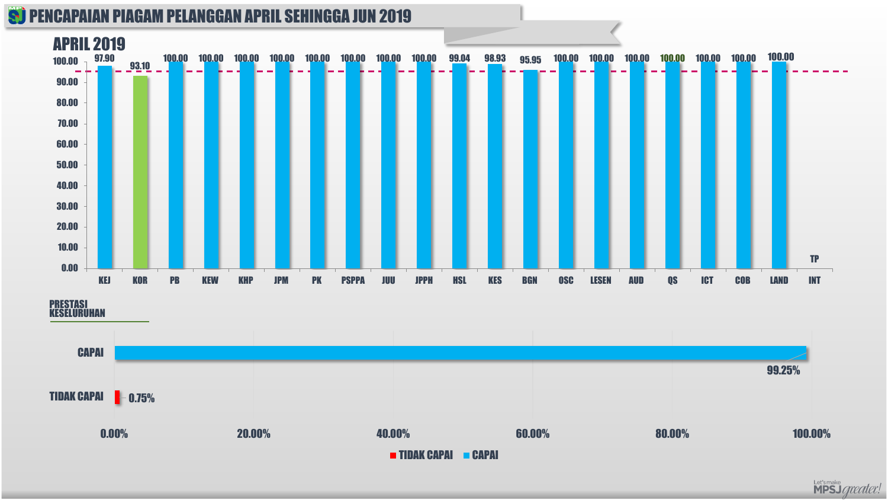# PENCAPAIAN PIAGAM PELANGGAN APRIL SEHINGGA JUN 2019

## APRIL 2019

| Jabatan | Pencapaian |
|---|---|
| KEJ | 97.90 |
| KOR | 93.10 |
| PB | 100.00 |
| KEW | 100.00 |
| KHP | 100.00 |
| JPM | 100.00 |
| PK | 100.00 |
| PSPPA | 100.00 |
| JUU | 100.00 |
| JPPH | 100.00 |
| HSL | 99.04 |
| KES | 98.93 |
| BGN | 95.95 |
| OSC | 100.00 |
| LESEN | 100.00 |
| AUD | 100.00 |
| QS | 100.00 |
| ICT | 100.00 |
| COB | 100.00 |
| LAND | 100.00 |
| INT | TP |

**PRESTASI KESELURUHAN**

| Kategori | Peratus |
|---|---|
| CAPAI | 99.25% |
| TIDAK CAPAI | 0.75% |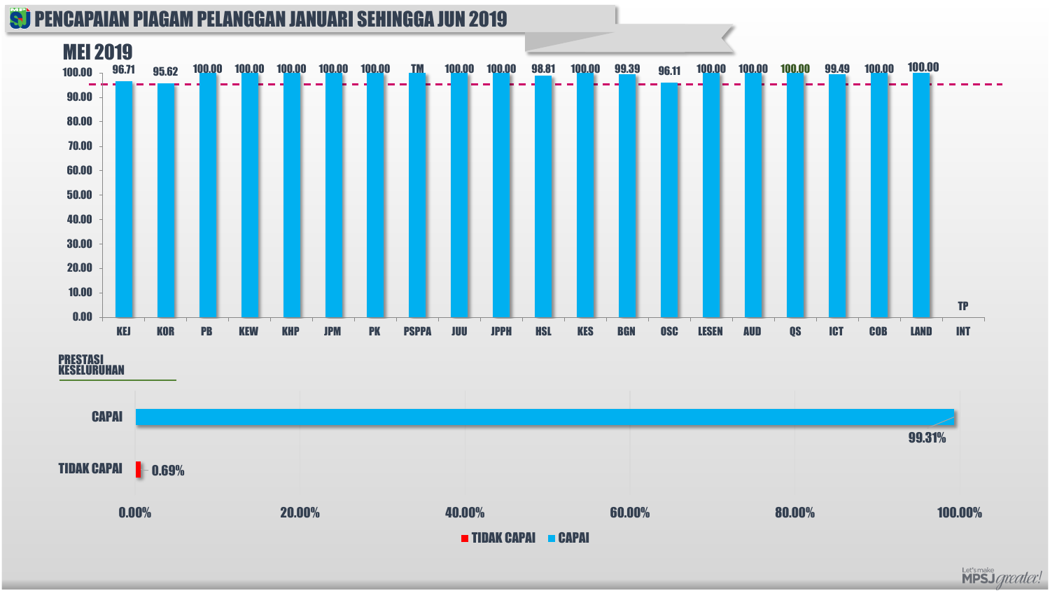# PENCAPAIAN PIAGAM PELANGGAN JANUARI SEHINGGA JUN 2019

## MEI 2019

| Jabatan | Pencapaian |
|---|---|
| KEJ | 96.71 |
| KOR | 95.62 |
| PB | 100.00 |
| KEW | 100.00 |
| KHP | 100.00 |
| JPM | 100.00 |
| PK | 100.00 |
| PSPPA | TM |
| JUU | 100.00 |
| JPPH | 100.00 |
| HSL | 98.81 |
| KES | 100.00 |
| BGN | 99.39 |
| OSC | 96.11 |
| LESEN | 100.00 |
| AUD | 100.00 |
| QS | 100.00 |
| ICT | 99.49 |
| COB | 100.00 |
| LAND | 100.00 |
| INT | TP |

### PRESTASI KESELURUHAN

| Status | Peratus |
|---|---|
| CAPAI | 99.31% |
| TIDAK CAPAI | 0.69% |

Let's make MPSJ greater!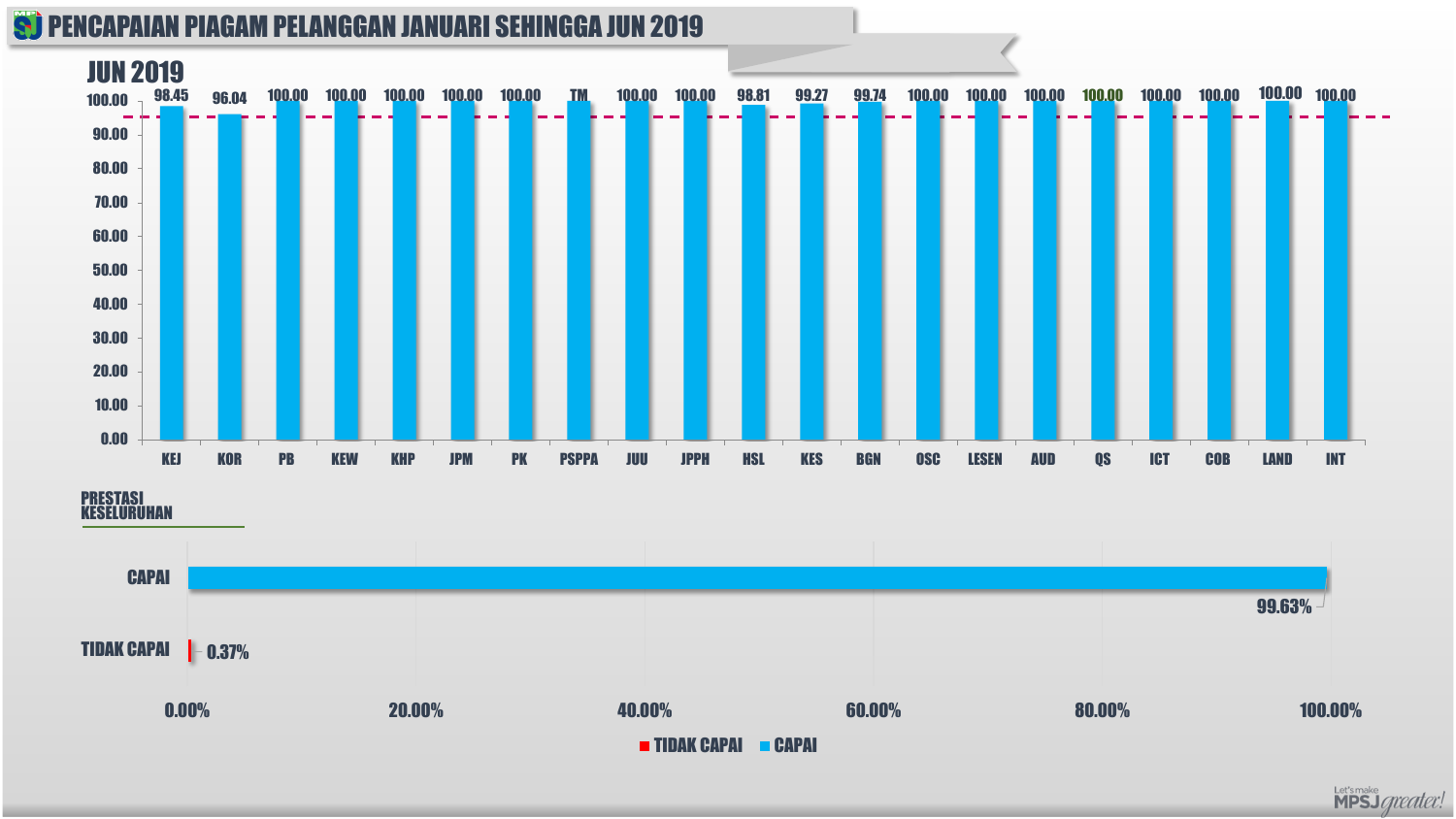# PENCAPAIAN PIAGAM PELANGGAN JANUARI SEHINGGA JUN 2019

## JUN 2019

| KEJ | KOR | PB | KEW | KHP | JPM | PK | PSPPA | JUU | JPPH | HSL | KES | BGN | OSC | LESEN | AUD | QS | ICT | COB | LAND | INT |
|---|---|---|---|---|---|---|---|---|---|---|---|---|---|---|---|---|---|---|---|---|
| 98.45 | 96.04 | 100.00 | 100.00 | 100.00 | 100.00 | 100.00 | TM | 100.00 | 100.00 | 98.81 | 99.27 | 99.74 | 100.00 | 100.00 | 100.00 | 100.00 | 100.00 | 100.00 | 100.00 | 100.00 |

## PRESTASI KESELURUHAN

| | |
|---|---|
| CAPAI | 99.63% |
| TIDAK CAPAI | 0.37% |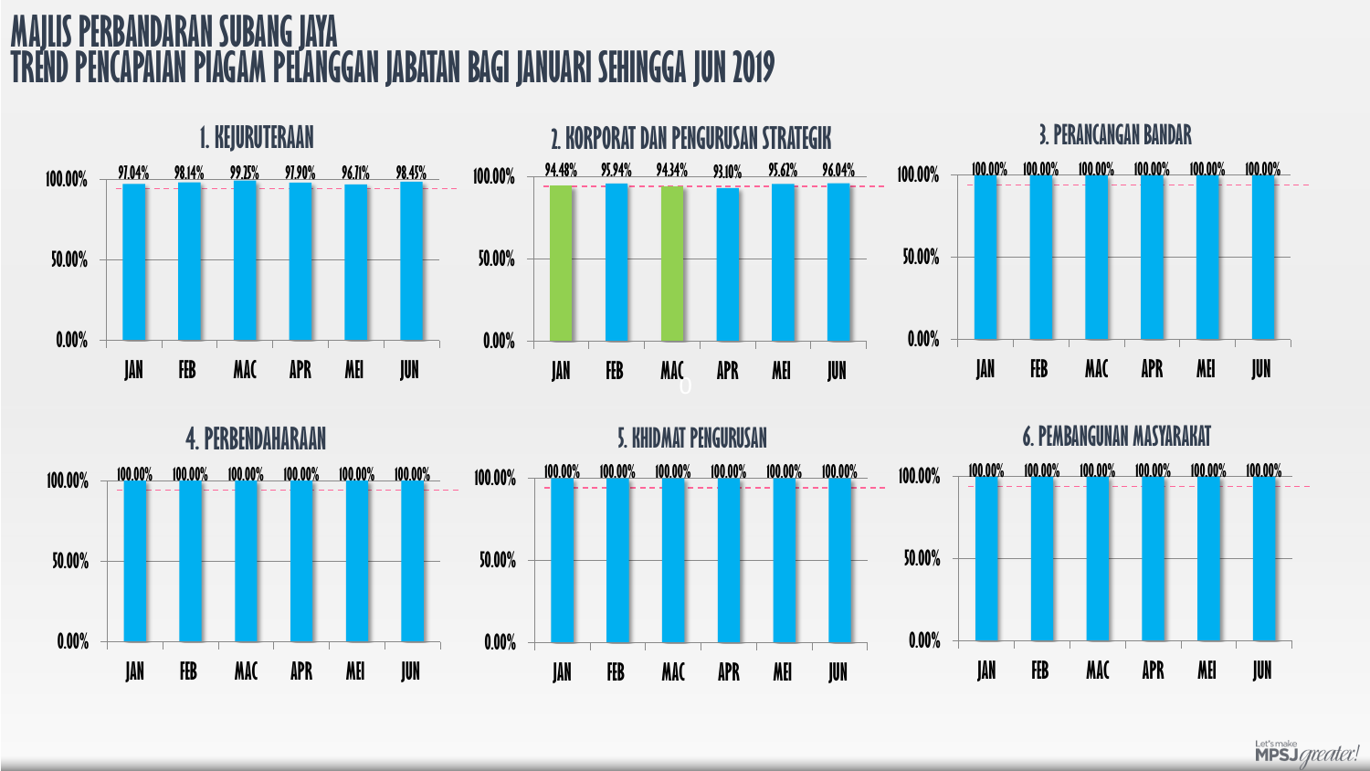# MAJLIS PERBANDARAN SUBANG JAYA
# TREND PENCAPAIAN PIAGAM PELANGGAN JABATAN BAGI JANUARI SEHINGGA JUN 2019

## 1. KEJURUTERAAN

| JAN | FEB | MAC | APR | MEI | JUN |
|---|---|---|---|---|---|
| 97.04% | 98.14% | 99.25% | 97.90% | 96.71% | 98.45% |

## 2. KORPORAT DAN PENGURUSAN STRATEGIK

| JAN | FEB | MAC | APR | MEI | JUN |
|---|---|---|---|---|---|
| 94.48% | 95.94% | 94.34% | 93.10% | 95.62% | 96.04% |

## 3. PERANCANGAN BANDAR

| JAN | FEB | MAC | APR | MEI | JUN |
|---|---|---|---|---|---|
| 100.00% | 100.00% | 100.00% | 100.00% | 100.00% | 100.00% |

## 4. PERBENDAHARAAN

| JAN | FEB | MAC | APR | MEI | JUN |
|---|---|---|---|---|---|
| 100.00% | 100.00% | 100.00% | 100.00% | 100.00% | 100.00% |

## 5. KHIDMAT PENGURUSAN

| JAN | FEB | MAC | APR | MEI | JUN |
|---|---|---|---|---|---|
| 100.00% | 100.00% | 100.00% | 100.00% | 100.00% | 100.00% |

## 6. PEMBANGUNAN MASYARAKAT

| JAN | FEB | MAC | APR | MEI | JUN |
|---|---|---|---|---|---|
| 100.00% | 100.00% | 100.00% | 100.00% | 100.00% | 100.00% |

Let's make MPSJ greater!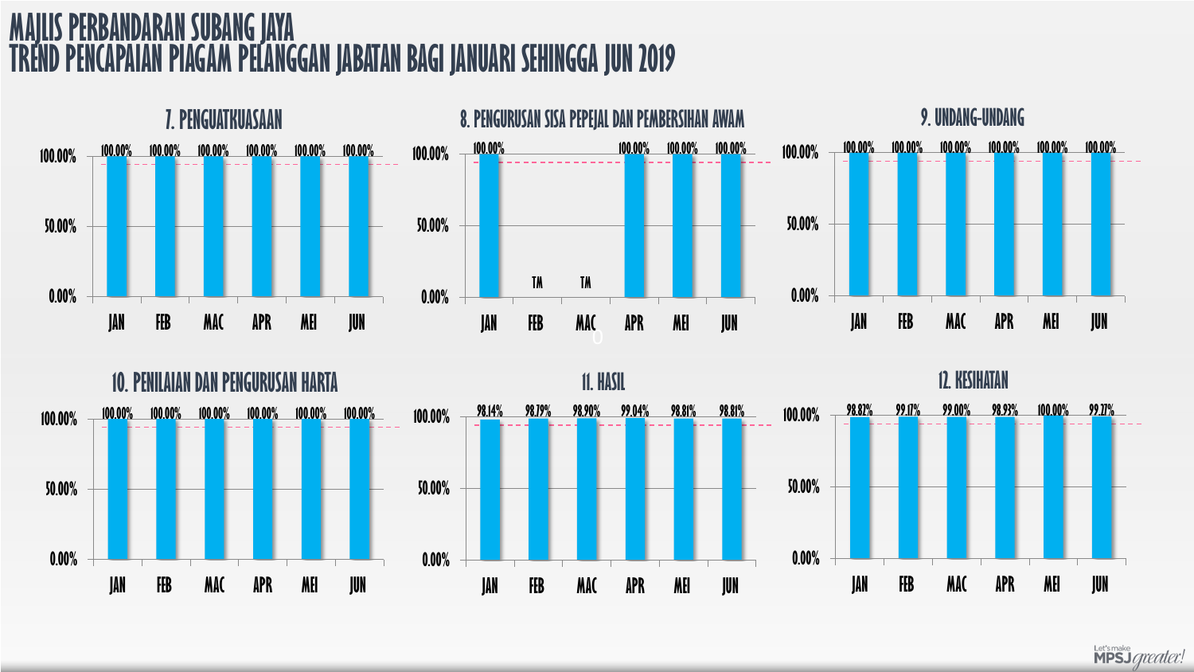# MAJLIS PERBANDARAN SUBANG JAYA
# TREND PENCAPAIAN PIAGAM PELANGGAN JABATAN BAGI JANUARI SEHINGGA JUN 2019

### 7. PENGUATKUASAAN

| | JAN | FEB | MAC | APR | MEI | JUN |
|---|---|---|---|---|---|---|
| Pencapaian | 100.00% | 100.00% | 100.00% | 100.00% | 100.00% | 100.00% |

### 8. PENGURUSAN SISA PEPEJAL DAN PEMBERSIHAN AWAM

| | JAN | FEB | MAC | APR | MEI | JUN |
|---|---|---|---|---|---|---|
| Pencapaian | 100.00% | TM | TM | 100.00% | 100.00% | 100.00% |

### 9. UNDANG-UNDANG

| | JAN | FEB | MAC | APR | MEI | JUN |
|---|---|---|---|---|---|---|
| Pencapaian | 100.00% | 100.00% | 100.00% | 100.00% | 100.00% | 100.00% |

### 10. PENILAIAN DAN PENGURUSAN HARTA

| | JAN | FEB | MAC | APR | MEI | JUN |
|---|---|---|---|---|---|---|
| Pencapaian | 100.00% | 100.00% | 100.00% | 100.00% | 100.00% | 100.00% |

### 11. HASIL

| | JAN | FEB | MAC | APR | MEI | JUN |
|---|---|---|---|---|---|---|
| Pencapaian | 98.14% | 98.79% | 98.90% | 99.04% | 98.81% | 98.81% |

### 12. KESIHATAN

| | JAN | FEB | MAC | APR | MEI | JUN |
|---|---|---|---|---|---|---|
| Pencapaian | 98.82% | 99.17% | 99.00% | 98.93% | 100.00% | 99.27% |

Let's make MPSJ greater!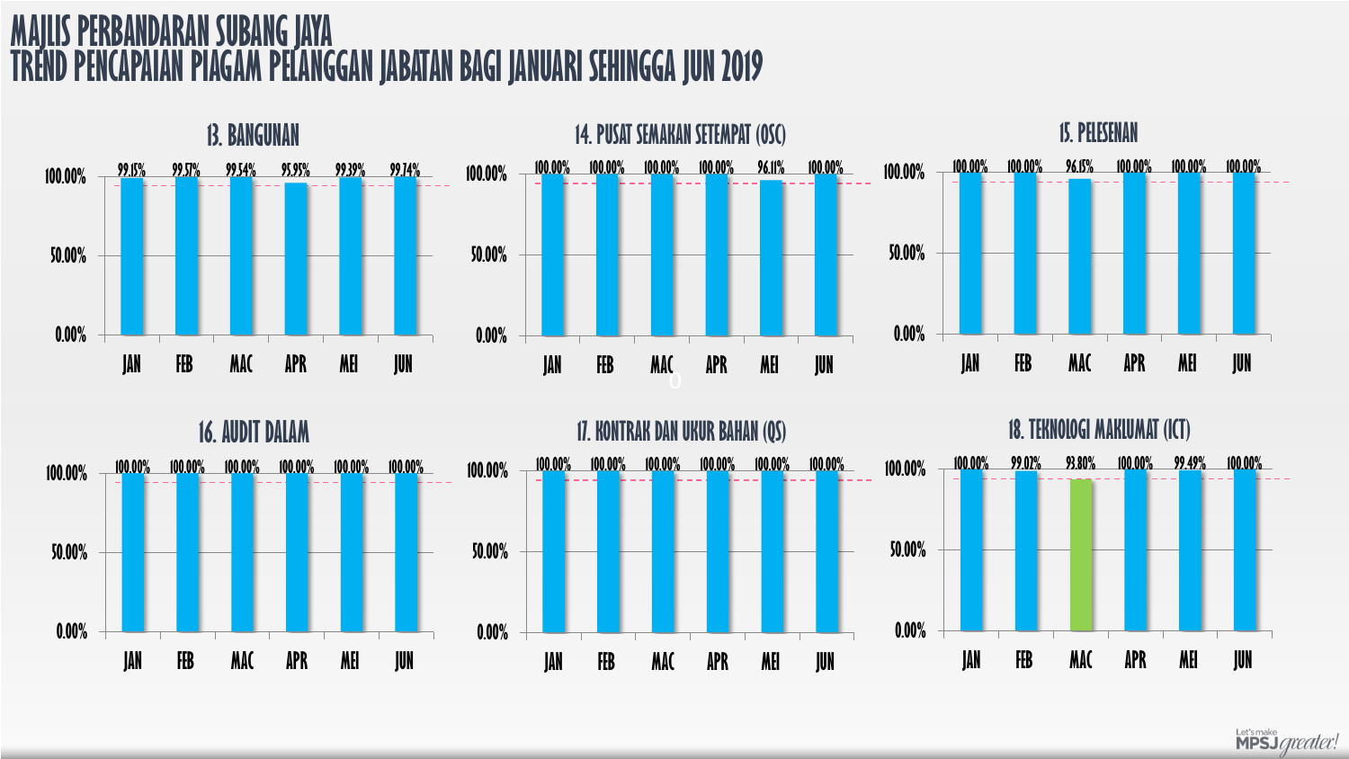# MAJLIS PERBANDARAN SUBANG JAYA
# TREND PENCAPAIAN PIAGAM PELANGGAN JABATAN BAGI JANUARI SEHINGGA JUN 2019

### 13. BANGUNAN

| JAN | FEB | MAC | APR | MEI | JUN |
|---|---|---|---|---|---|
| 99.15% | 99.57% | 99.54% | 95.95% | 99.39% | 99.74% |

### 14. PUSAT SEMAKAN SETEMPAT (OSC)

| JAN | FEB | MAC | APR | MEI | JUN |
|---|---|---|---|---|---|
| 100.00% | 100.00% | 100.00% | 100.00% | 96.11% | 100.00% |

### 15. PELESENAN

| JAN | FEB | MAC | APR | MEI | JUN |
|---|---|---|---|---|---|
| 100.00% | 100.00% | 96.15% | 100.00% | 100.00% | 100.00% |

### 16. AUDIT DALAM

| JAN | FEB | MAC | APR | MEI | JUN |
|---|---|---|---|---|---|
| 100.00% | 100.00% | 100.00% | 100.00% | 100.00% | 100.00% |

### 17. KONTRAK DAN UKUR BAHAN (QS)

| JAN | FEB | MAC | APR | MEI | JUN |
|---|---|---|---|---|---|
| 100.00% | 100.00% | 100.00% | 100.00% | 100.00% | 100.00% |

### 18. TEKNOLOGI MAKLUMAT (ICT)

| JAN | FEB | MAC | APR | MEI | JUN |
|---|---|---|---|---|---|
| 100.00% | 99.02% | 93.80% | 100.00% | 99.49% | 100.00% |

Let's make MPSJ greater!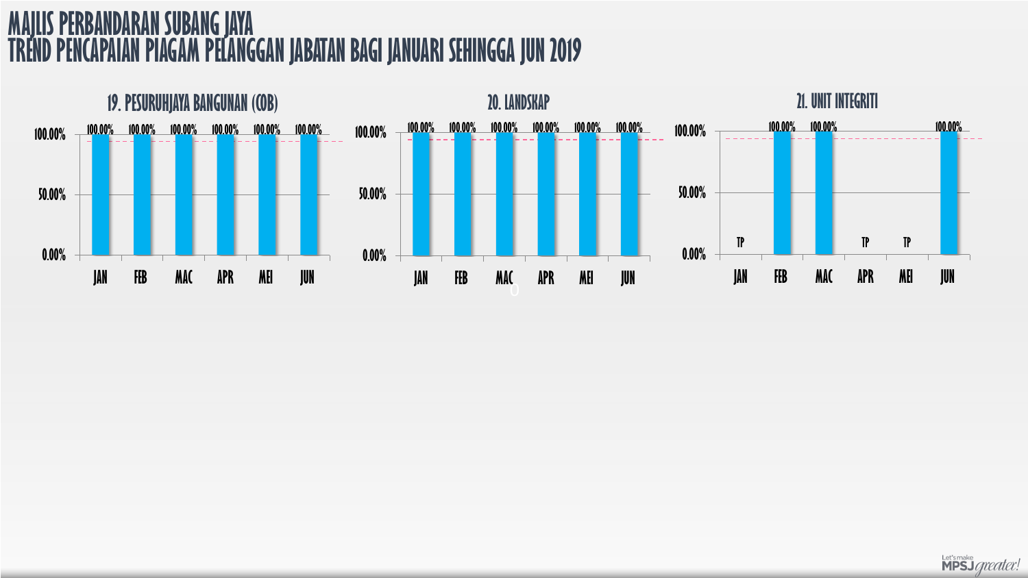# MAJLIS PERBANDARAN SUBANG JAYA
# TREND PENCAPAIAN PIAGAM PELANGGAN JABATAN BAGI JANUARI SEHINGGA JUN 2019

### 19. PESURUHJAYA BANGUNAN (COB)

100.00% 100.00% 100.00% 100.00% 100.00% 100.00%

100.00%
50.00%
0.00%

JAN FEB MAC APR MEI JUN

### 20. LANDSKAP

100.00% 100.00% 100.00% 100.00% 100.00% 100.00%

100.00%
50.00%
0.00%

JAN FEB MAC APR MEI JUN

0

### 21. UNIT INTEGRITI

TP 100.00% 100.00% TP TP 100.00%

100.00%
50.00%
0.00%

JAN FEB MAC APR MEI JUN

Let's make MPSJ greater!